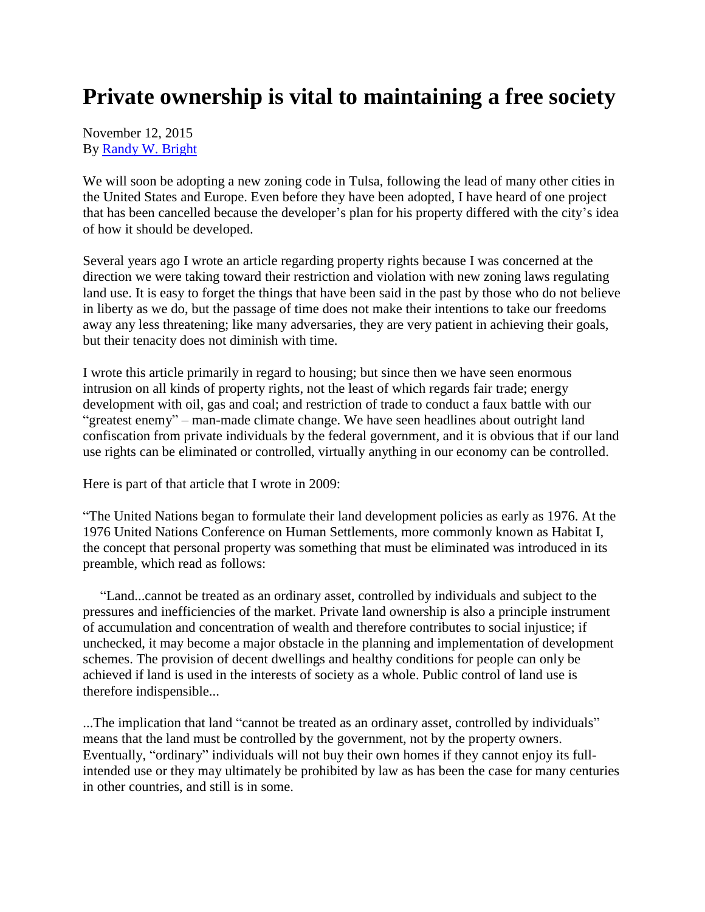# Private ownership is vital to maintaining a free society

November 12, 2015
By [Randy W. Bright]

We will soon be adopting a new zoning code in Tulsa, following the lead of many other cities in the United States and Europe. Even before they have been adopted, I have heard of one project that has been cancelled because the developer's plan for his property differed with the city's idea of how it should be developed.

Several years ago I wrote an article regarding property rights because I was concerned at the direction we were taking toward their restriction and violation with new zoning laws regulating land use. It is easy to forget the things that have been said in the past by those who do not believe in liberty as we do, but the passage of time does not make their intentions to take our freedoms away any less threatening; like many adversaries, they are very patient in achieving their goals, but their tenacity does not diminish with time.

I wrote this article primarily in regard to housing; but since then we have seen enormous intrusion on all kinds of property rights, not the least of which regards fair trade; energy development with oil, gas and coal; and restriction of trade to conduct a faux battle with our "greatest enemy" – man-made climate change. We have seen headlines about outright land confiscation from private individuals by the federal government, and it is obvious that if our land use rights can be eliminated or controlled, virtually anything in our economy can be controlled.

Here is part of that article that I wrote in 2009:

"The United Nations began to formulate their land development policies as early as 1976. At the 1976 United Nations Conference on Human Settlements, more commonly known as Habitat I, the concept that personal property was something that must be eliminated was introduced in its preamble, which read as follows:

"Land...cannot be treated as an ordinary asset, controlled by individuals and subject to the pressures and inefficiencies of the market. Private land ownership is also a principle instrument of accumulation and concentration of wealth and therefore contributes to social injustice; if unchecked, it may become a major obstacle in the planning and implementation of development schemes. The provision of decent dwellings and healthy conditions for people can only be achieved if land is used in the interests of society as a whole. Public control of land use is therefore indispensible...

...The implication that land "cannot be treated as an ordinary asset, controlled by individuals" means that the land must be controlled by the government, not by the property owners. Eventually, "ordinary" individuals will not buy their own homes if they cannot enjoy its full-intended use or they may ultimately be prohibited by law as has been the case for many centuries in other countries, and still is in some.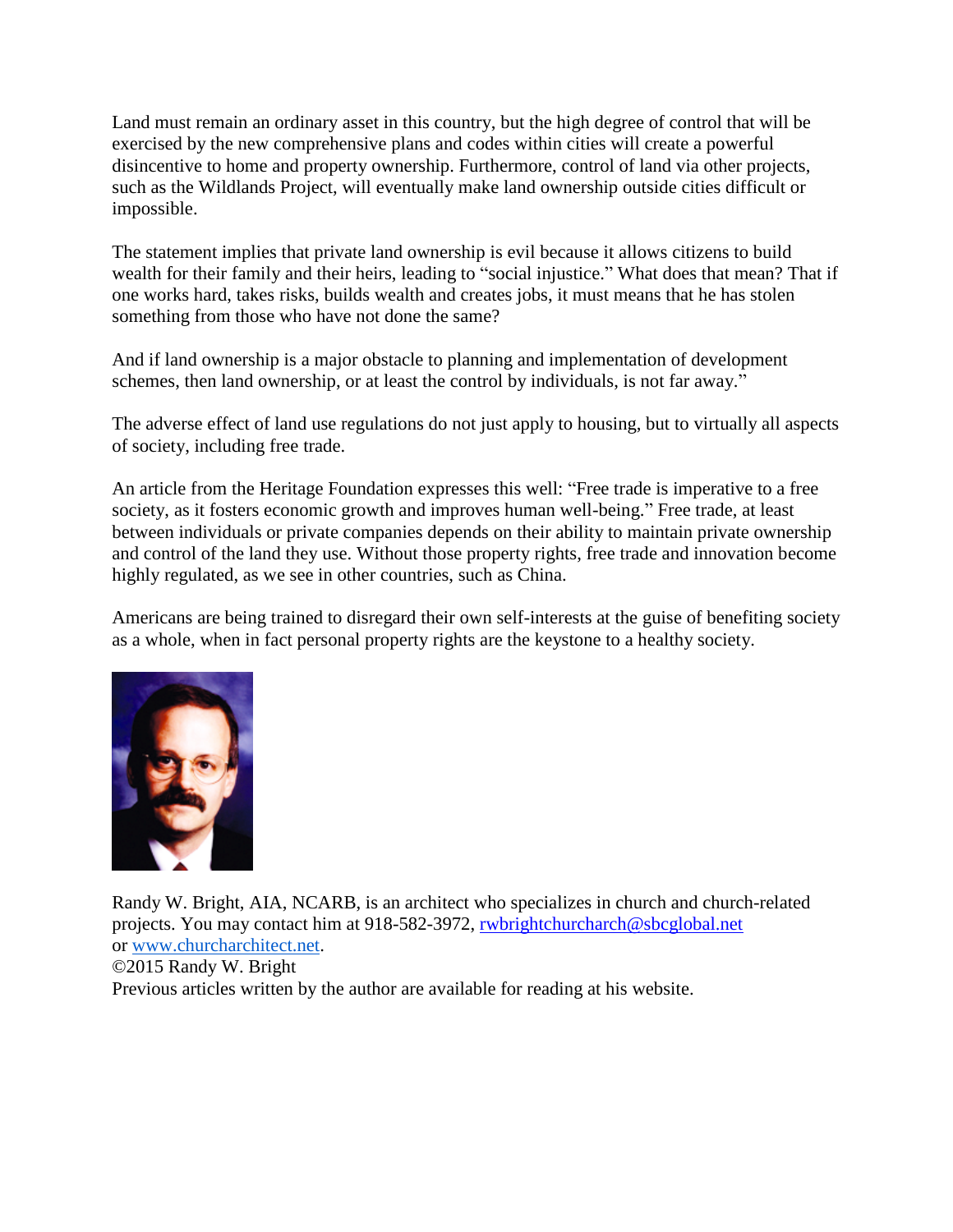Land must remain an ordinary asset in this country, but the high degree of control that will be exercised by the new comprehensive plans and codes within cities will create a powerful disincentive to home and property ownership. Furthermore, control of land via other projects, such as the Wildlands Project, will eventually make land ownership outside cities difficult or impossible.

The statement implies that private land ownership is evil because it allows citizens to build wealth for their family and their heirs, leading to "social injustice." What does that mean? That if one works hard, takes risks, builds wealth and creates jobs, it must means that he has stolen something from those who have not done the same?

And if land ownership is a major obstacle to planning and implementation of development schemes, then land ownership, or at least the control by individuals, is not far away."

The adverse effect of land use regulations do not just apply to housing, but to virtually all aspects of society, including free trade.

An article from the Heritage Foundation expresses this well: "Free trade is imperative to a free society, as it fosters economic growth and improves human well-being." Free trade, at least between individuals or private companies depends on their ability to maintain private ownership and control of the land they use. Without those property rights, free trade and innovation become highly regulated, as we see in other countries, such as China.

Americans are being trained to disregard their own self-interests at the guise of benefiting society as a whole, when in fact personal property rights are the keystone to a healthy society.

Randy W. Bright, AIA, NCARB, is an architect who specializes in church and church-related projects. You may contact him at 918-582-3972, [rwbrightchurcharch@sbcglobal.net](mailto:rwbrightchurcharch@sbcglobal.net) or [www.churcharchitect.net](http://www.churcharchitect.net).

©2015 Randy W. Bright

Previous articles written by the author are available for reading at his website.